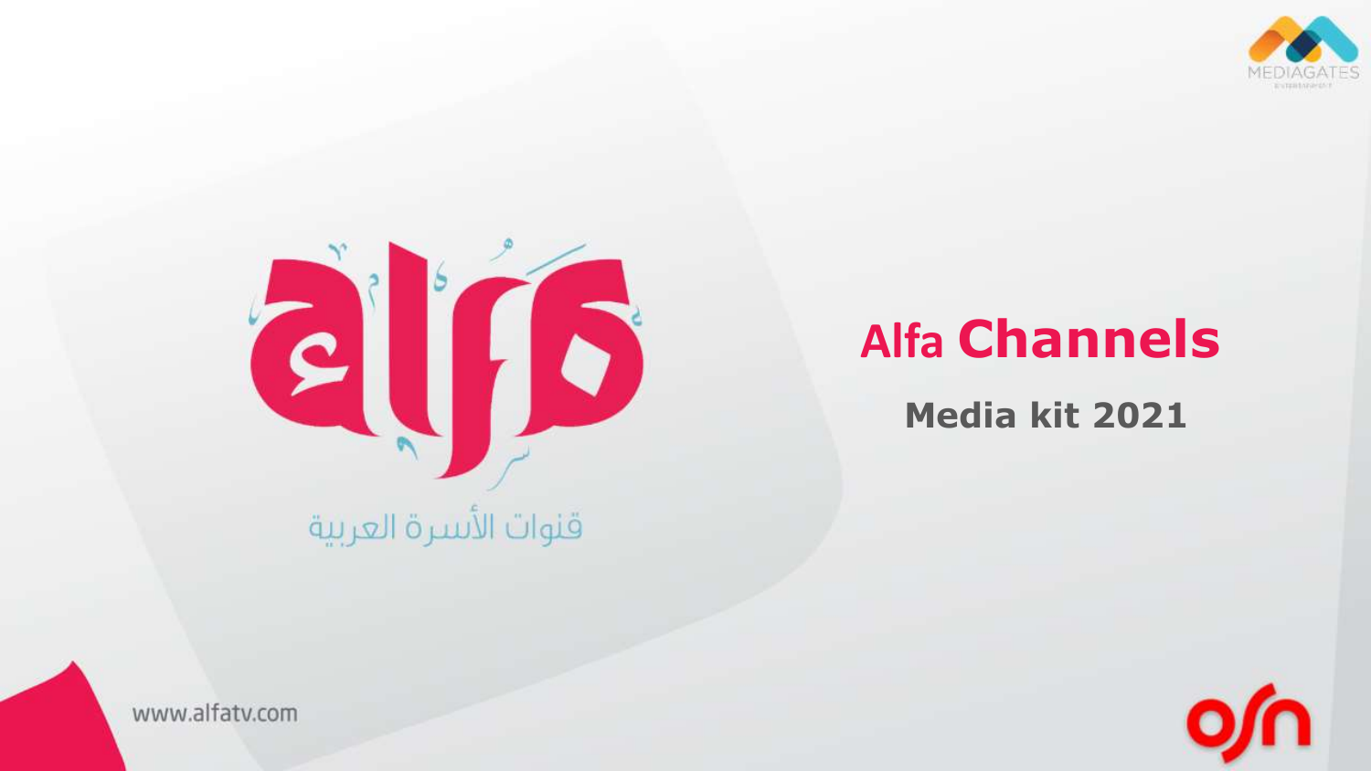# Alfa Channels

## Media kit 2021

قنوات الأسرة العربية

www.alfatv.com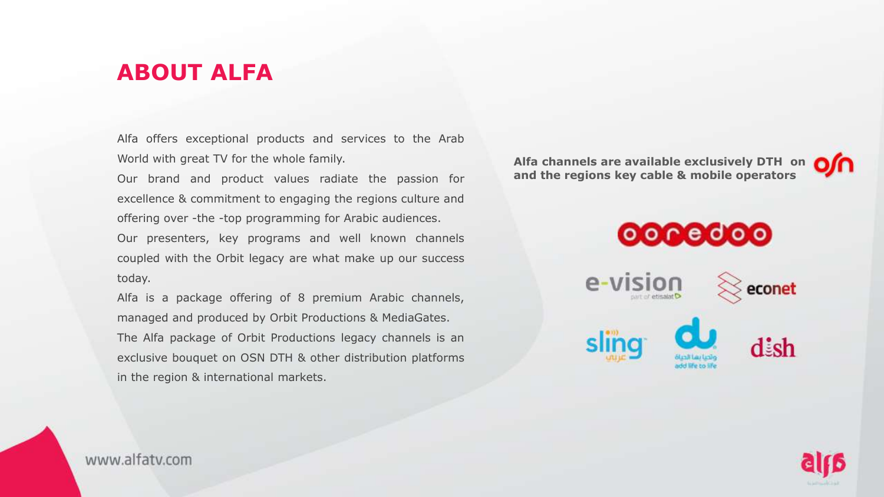# ABOUT ALFA

Alfa offers exceptional products and services to the Arab World with great TV for the whole family.

Our brand and product values radiate the passion for excellence & commitment to engaging the regions culture and offering over -the -top programming for Arabic audiences.

Our presenters, key programs and well known channels coupled with the Orbit legacy are what make up our success today.

Alfa is a package offering of 8 premium Arabic channels, managed and produced by Orbit Productions & MediaGates.

The Alfa package of Orbit Productions legacy channels is an exclusive bouquet on OSN DTH & other distribution platforms in the region & international markets.

**Alfa channels are available exclusively DTH on OSN and the regions key cable & mobile operators**

ooredoo

e-vision part of etisalat

econet

sling عربي

du وتحيا بها الحياة add life to life

dish

www.alfatv.com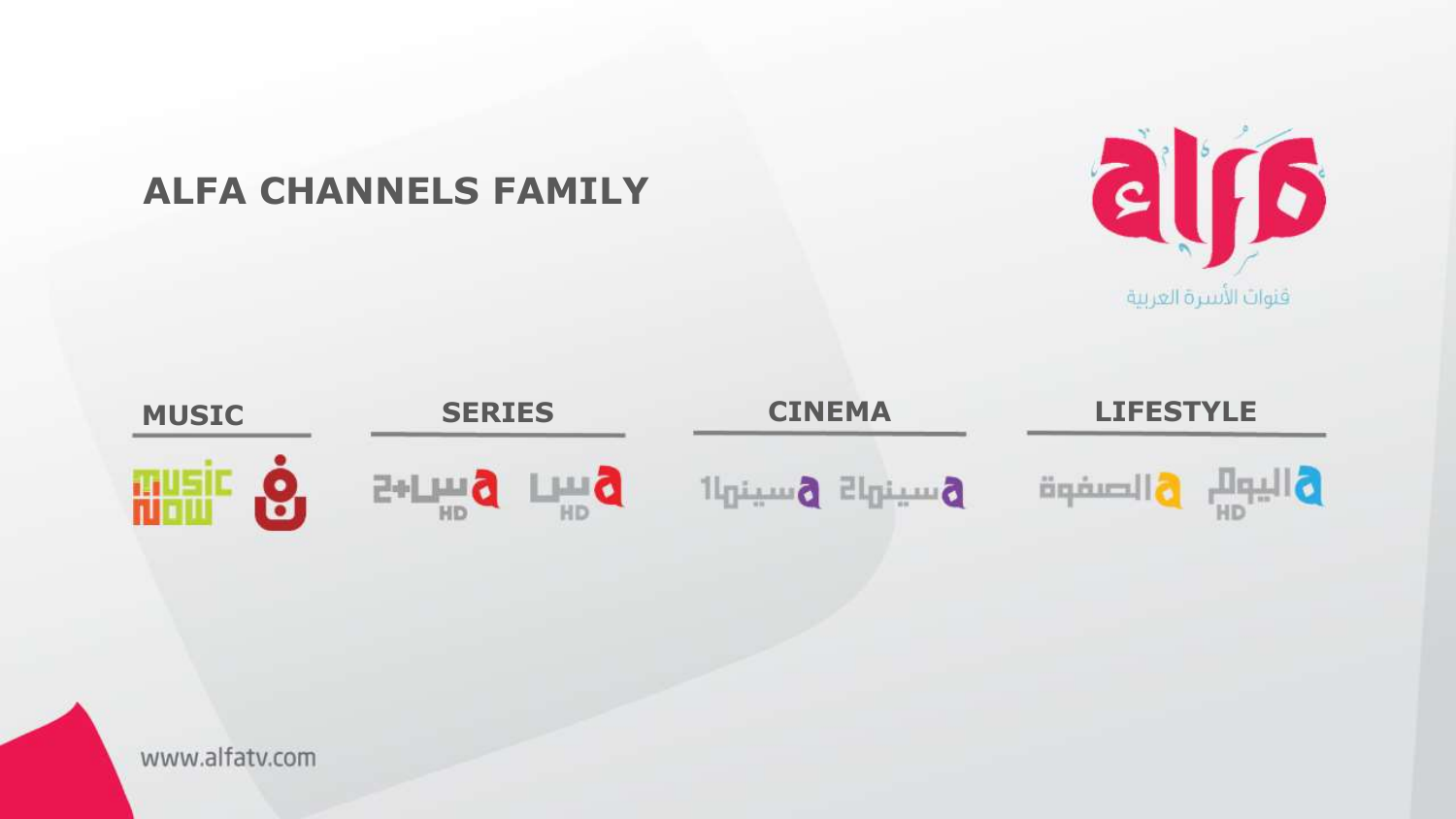## ALFA CHANNELS FAMILY

alfa

قنوات الأسرة العربية

| MUSIC | SERIES | CINEMA | LIFESTYLE |
|---|---|---|---|
| MUSIC NOW, ن | مسلسل 2+ HD, مسلسل HD | سينما 1, سينما 2 | الصفوة, اليوم HD |

www.alfatv.com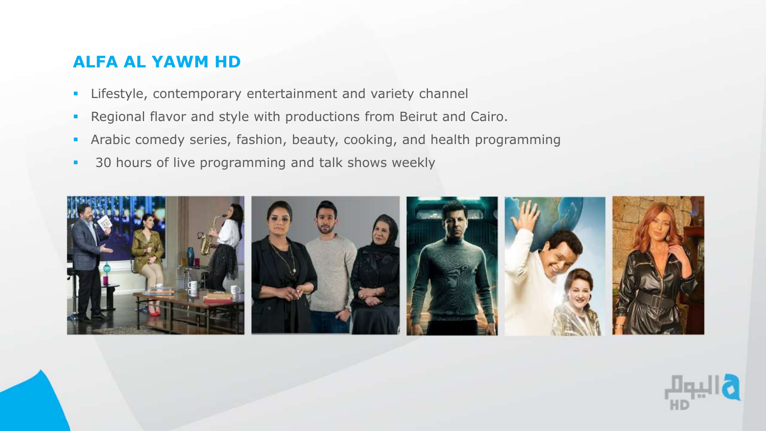## ALFA AL YAWM HD

- Lifestyle, contemporary entertainment and variety channel
- Regional flavor and style with productions from Beirut and Cairo.
- Arabic comedy series, fashion, beauty, cooking, and health programming
- 30 hours of live programming and talk shows weekly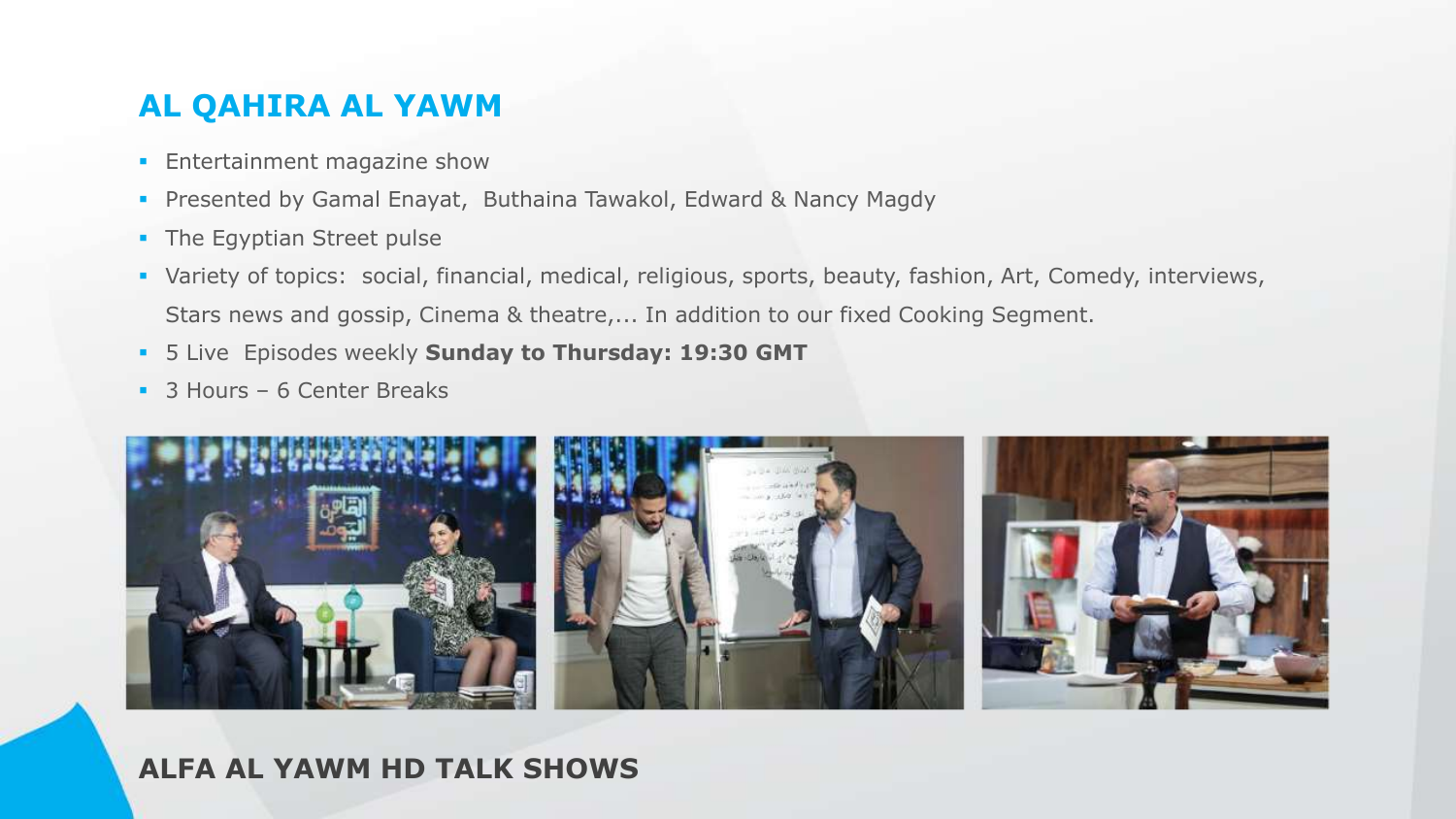## AL QAHIRA AL YAWM

- Entertainment magazine show
- Presented by Gamal Enayat, Buthaina Tawakol, Edward & Nancy Magdy
- The Egyptian Street pulse
- Variety of topics: social, financial, medical, religious, sports, beauty, fashion, Art, Comedy, interviews, Stars news and gossip, Cinema & theatre,... In addition to our fixed Cooking Segment.
- 5 Live Episodes weekly **Sunday to Thursday: 19:30 GMT**
- 3 Hours – 6 Center Breaks

**ALFA AL YAWM HD TALK SHOWS**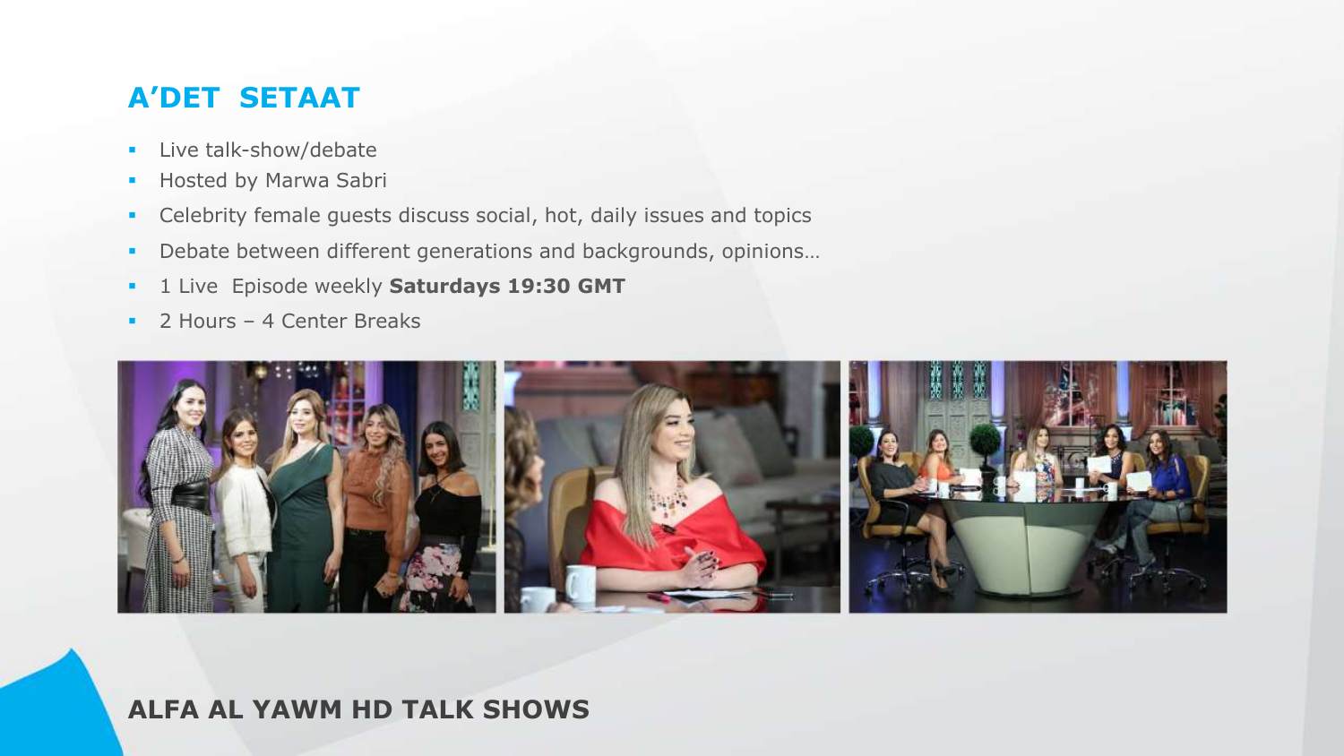## A'DET SETAAT

- Live talk-show/debate
- Hosted by Marwa Sabri
- Celebrity female guests discuss social, hot, daily issues and topics
- Debate between different generations and backgrounds, opinions…
- 1 Live Episode weekly **Saturdays 19:30 GMT**
- 2 Hours – 4 Center Breaks

**ALFA AL YAWM HD TALK SHOWS**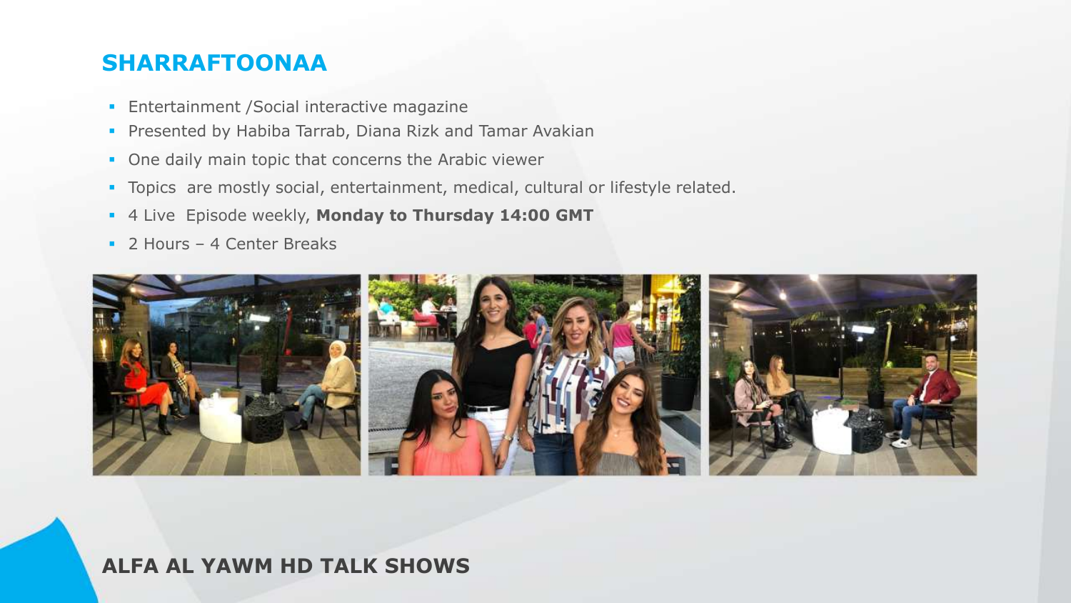## SHARRAFTOONAA

- Entertainment /Social interactive magazine
- Presented by Habiba Tarrab, Diana Rizk and Tamar Avakian
- One daily main topic that concerns the Arabic viewer
- Topics are mostly social, entertainment, medical, cultural or lifestyle related.
- 4 Live Episode weekly, **Monday to Thursday 14:00 GMT**
- 2 Hours – 4 Center Breaks

**ALFA AL YAWM HD TALK SHOWS**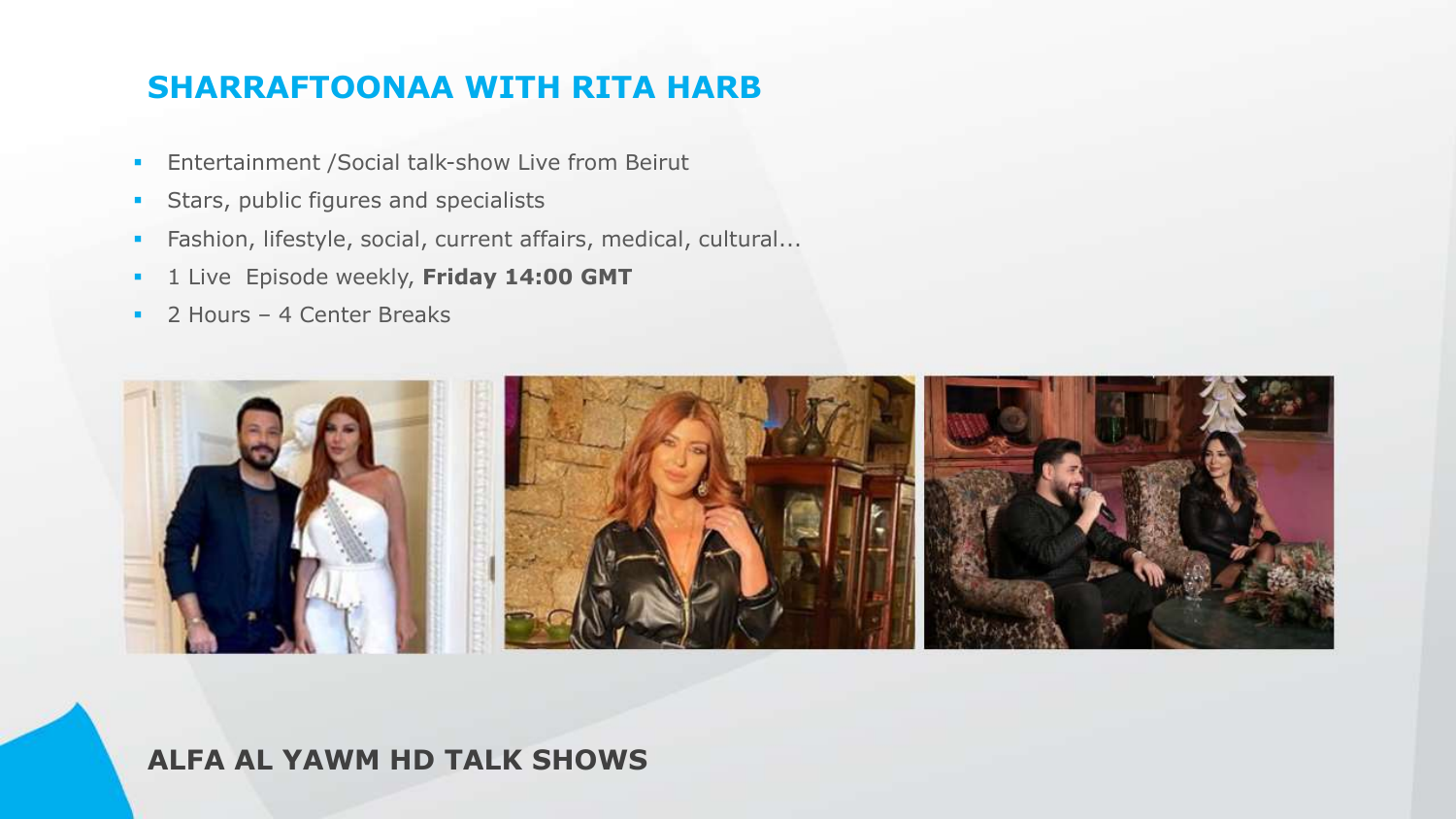## SHARRAFTOONAA WITH RITA HARB

- Entertainment /Social talk-show Live from Beirut
- Stars, public figures and specialists
- Fashion, lifestyle, social, current affairs, medical, cultural...
- 1 Live Episode weekly, **Friday 14:00 GMT**
- 2 Hours – 4 Center Breaks

**ALFA AL YAWM HD TALK SHOWS**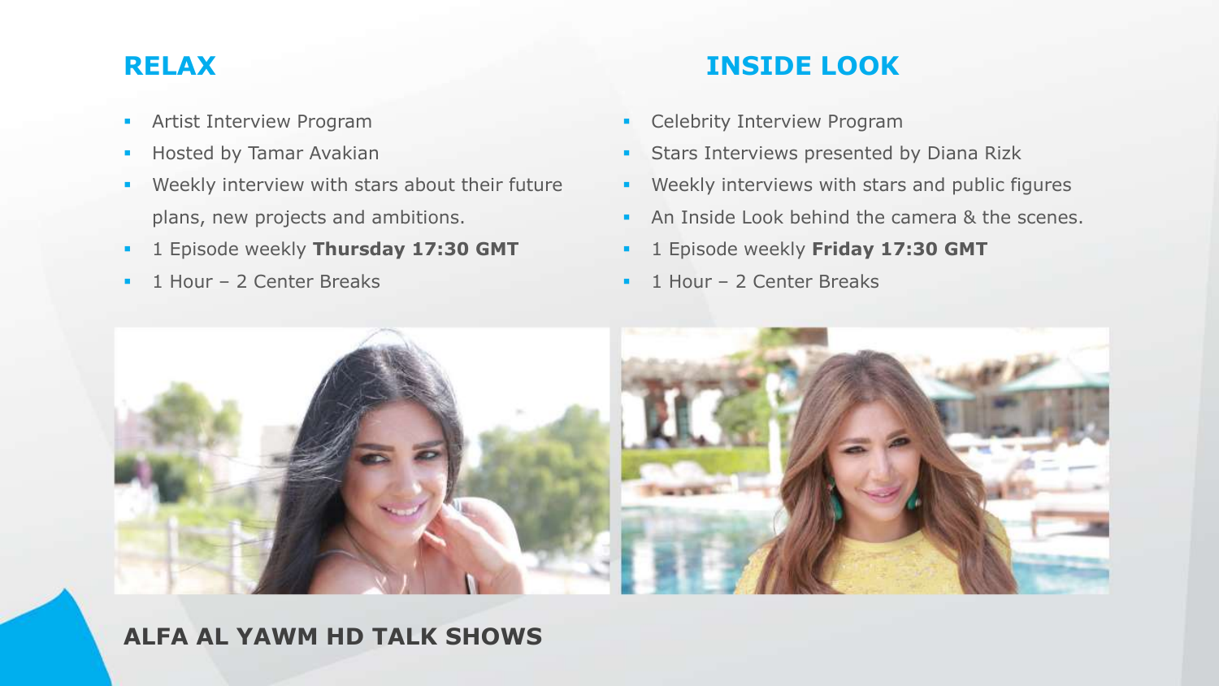## RELAX

- Artist Interview Program
- Hosted by Tamar Avakian
- Weekly interview with stars about their future plans, new projects and ambitions.
- 1 Episode weekly **Thursday 17:30 GMT**
- 1 Hour – 2 Center Breaks

## INSIDE LOOK

- Celebrity Interview Program
- Stars Interviews presented by Diana Rizk
- Weekly interviews with stars and public figures
- An Inside Look behind the camera & the scenes.
- 1 Episode weekly **Friday 17:30 GMT**
- 1 Hour – 2 Center Breaks

**ALFA AL YAWM HD TALK SHOWS**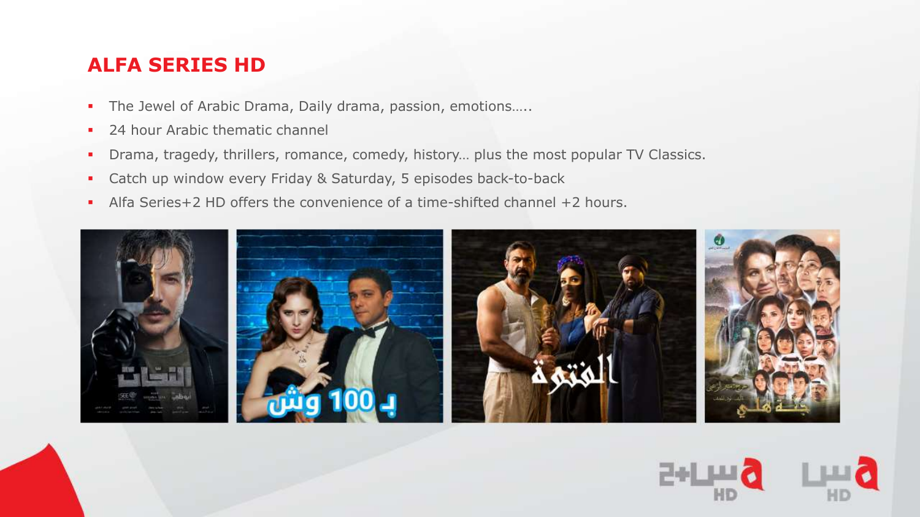# ALFA SERIES HD

- The Jewel of Arabic Drama, Daily drama, passion, emotions…..
- 24 hour Arabic thematic channel
- Drama, tragedy, thrillers, romance, comedy, history… plus the most popular TV Classics.
- Catch up window every Friday & Saturday, 5 episodes back-to-back
- Alfa Series+2 HD offers the convenience of a time-shifted channel +2 hours.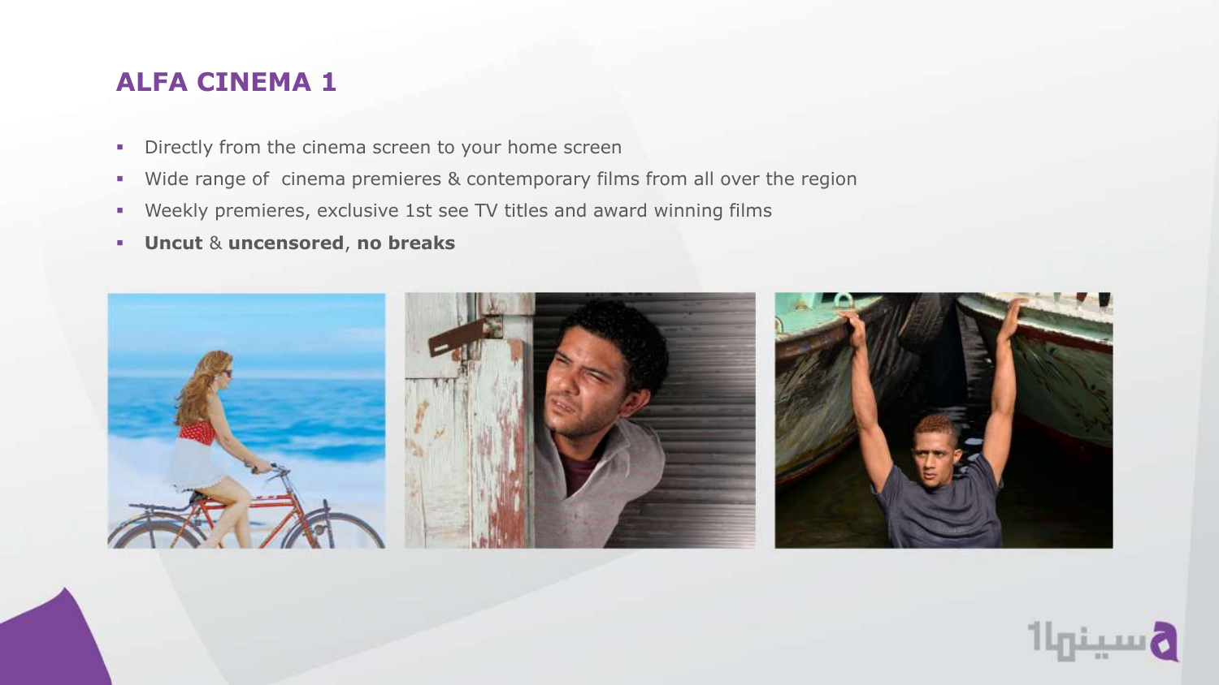# ALFA CINEMA 1

- Directly from the cinema screen to your home screen
- Wide range of  cinema premieres & contemporary films from all over the region
- Weekly premieres, exclusive 1st see TV titles and award winning films
- **Uncut** & **uncensored**, **no breaks**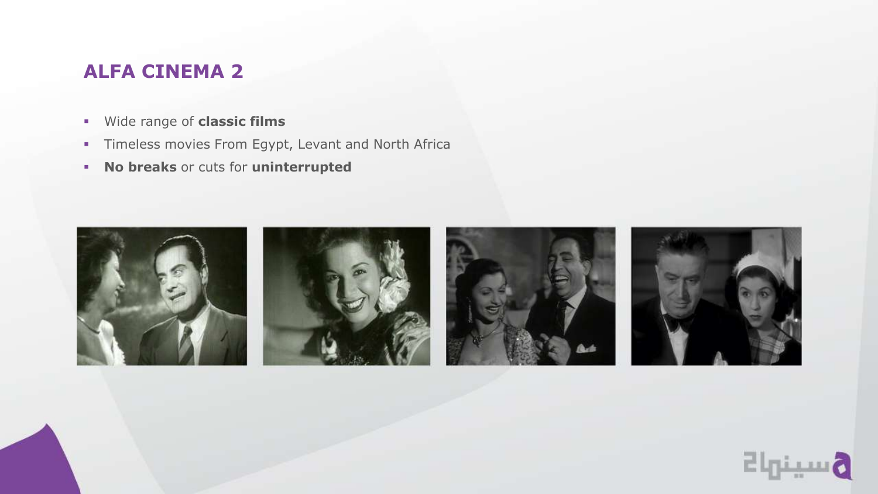## ALFA CINEMA 2

- Wide range of **classic films**
- Timeless movies From Egypt, Levant and North Africa
- **No breaks** or cuts for **uninterrupted**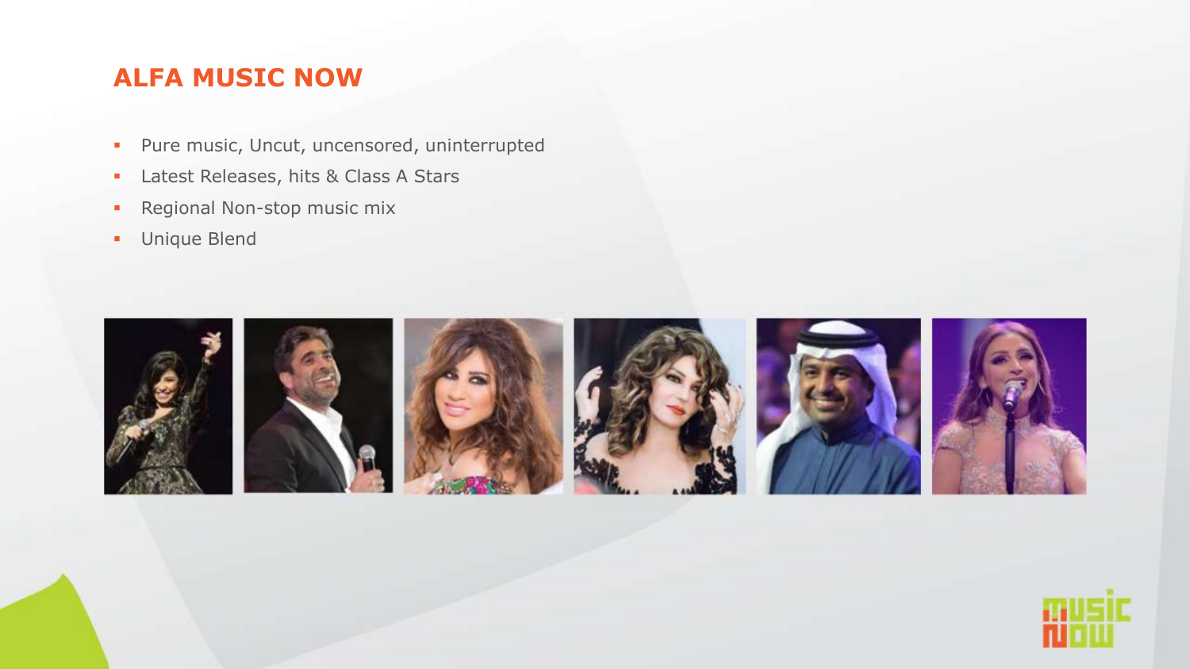## ALFA MUSIC NOW

- Pure music, Uncut, uncensored, uninterrupted
- Latest Releases, hits & Class A Stars
- Regional Non-stop music mix
- Unique Blend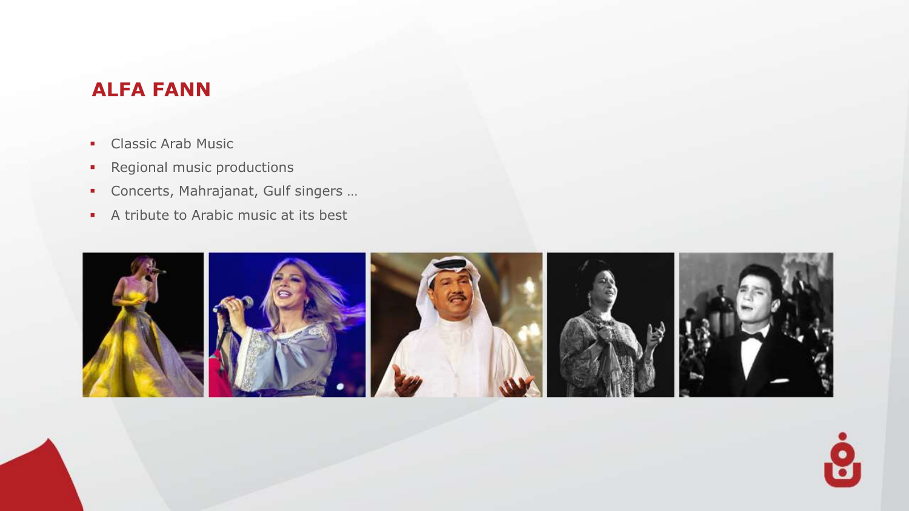## ALFA FANN

- Classic Arab Music
- Regional music productions
- Concerts, Mahrajanat, Gulf singers …
- A tribute to Arabic music at its best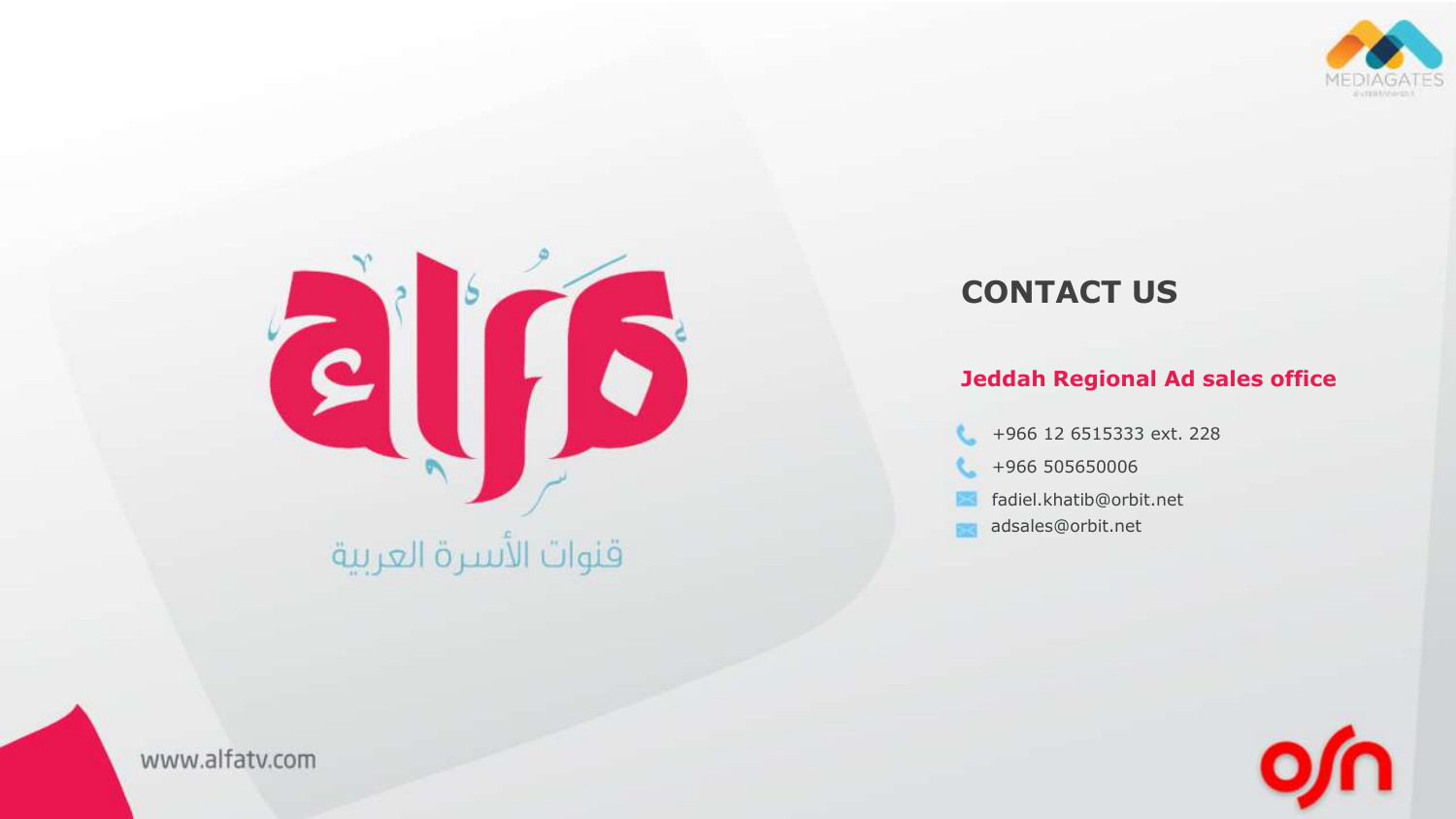قنوات الأسرة العربية

## CONTACT US

**Jeddah Regional Ad sales office**

- +966 12 6515333 ext. 228
- +966 505650006
- fadiel.khatib@orbit.net
- adsales@orbit.net

www.alfatv.com